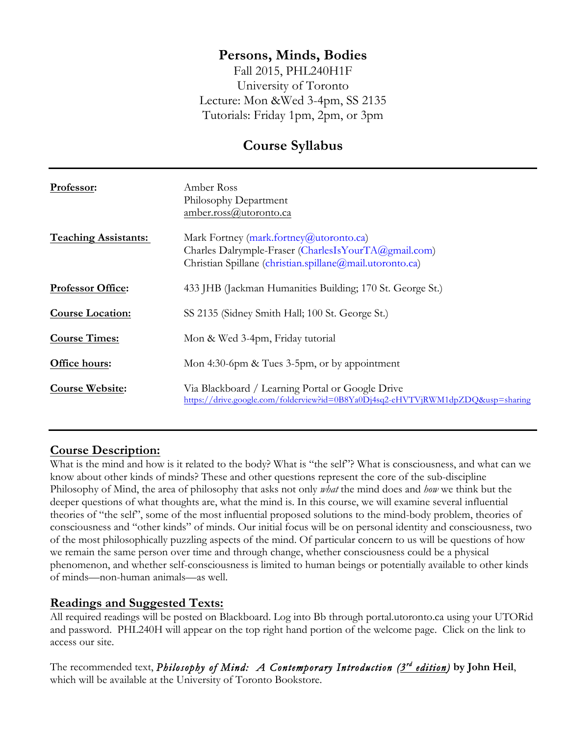# Persons, Minds, Bodies

Fall 2015, PHL240H1F
University of Toronto
Lecture: Mon &Wed 3-4pm, SS 2135
Tutorials: Friday 1pm, 2pm, or 3pm

## Course Syllabus

---

| | |
|---|---|
| **Professor:** | Amber Ross<br>Philosophy Department<br>amber.ross@utoronto.ca |
| **Teaching Assistants:** | Mark Fortney (mark.fortney@utoronto.ca)<br>Charles Dalrymple-Fraser (CharlesIsYourTA@gmail.com)<br>Christian Spillane (christian.spillane@mail.utoronto.ca) |
| **Professor Office:** | 433 JHB (Jackman Humanities Building; 170 St. George St.) |
| **Course Location:** | SS 2135 (Sidney Smith Hall; 100 St. George St.) |
| **Course Times:** | Mon & Wed 3-4pm, Friday tutorial |
| **Office hours:** | Mon 4:30-6pm & Tues 3-5pm, or by appointment |
| **Course Website:** | Via Blackboard / Learning Portal or Google Drive<br>https://drive.google.com/folderview?id=0B8Ya0Dj4sq2-eHVTVjRWM1dpZDQ&usp=sharing |

---

### Course Description:

What is the mind and how is it related to the body? What is "the self"? What is consciousness, and what can we know about other kinds of minds? These and other questions represent the core of the sub-discipline Philosophy of Mind, the area of philosophy that asks not only *what* the mind does and *how* we think but the deeper questions of what thoughts are, what the mind is. In this course, we will examine several influential theories of "the self", some of the most influential proposed solutions to the mind-body problem, theories of consciousness and "other kinds" of minds. Our initial focus will be on personal identity and consciousness, two of the most philosophically puzzling aspects of the mind. Of particular concern to us will be questions of how we remain the same person over time and through change, whether consciousness could be a physical phenomenon, and whether self-consciousness is limited to human beings or potentially available to other kinds of minds—non-human animals—as well.

### Readings and Suggested Texts:

All required readings will be posted on Blackboard. Log into Bb through portal.utoronto.ca using your UTORid and password. PHL240H will appear on the top right hand portion of the welcome page. Click on the link to access our site.

The recommended text, ***Philosophy of Mind: A Contemporary Introduction (3rd edition)*** **by John Heil**, which will be available at the University of Toronto Bookstore.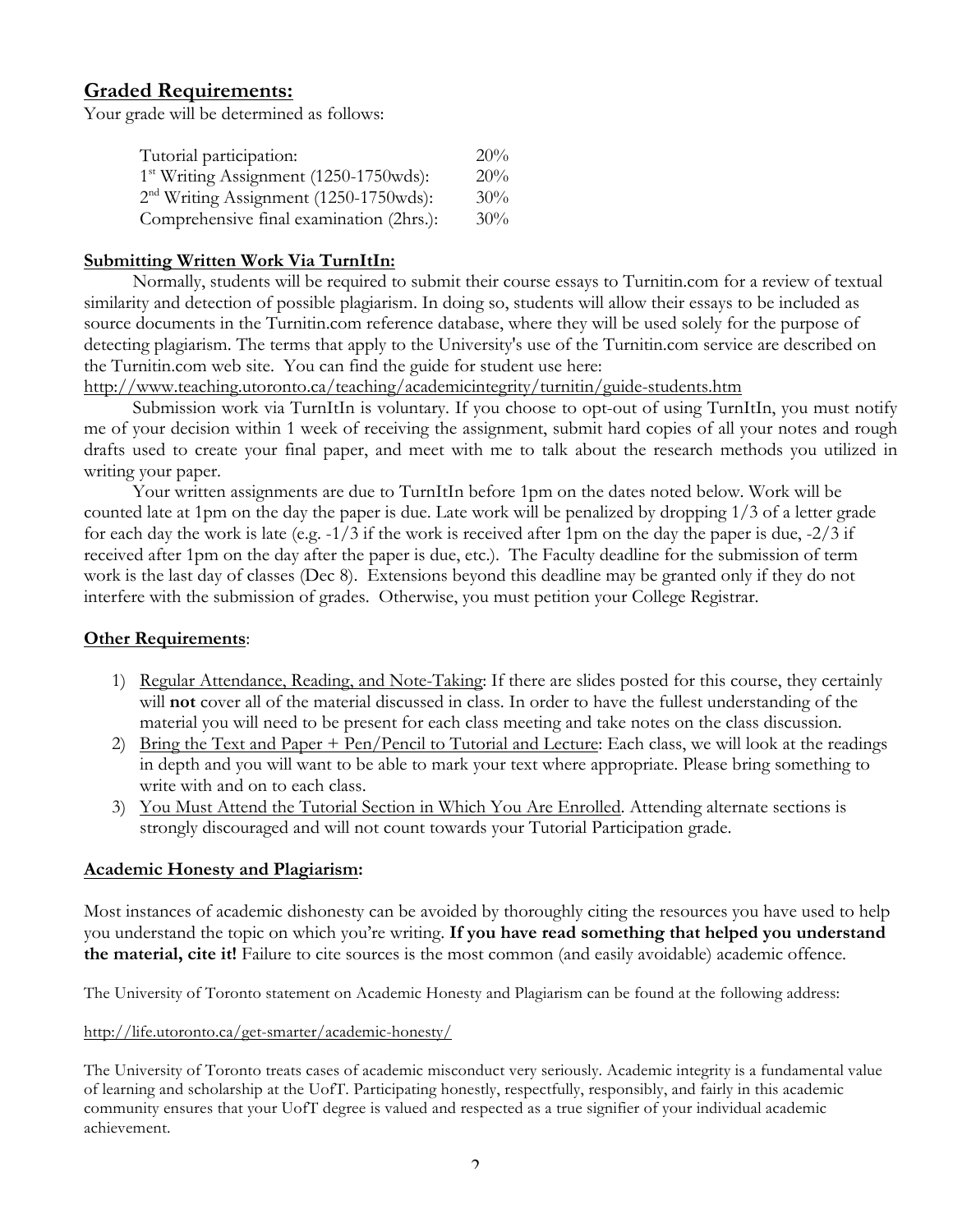## Graded Requirements:

Your grade will be determined as follows:

| | |
|---|---|
| Tutorial participation: | 20% |
| 1st Writing Assignment (1250-1750wds): | 20% |
| 2nd Writing Assignment (1250-1750wds): | 30% |
| Comprehensive final examination (2hrs.): | 30% |

### Submitting Written Work Via TurnItIn:

Normally, students will be required to submit their course essays to Turnitin.com for a review of textual similarity and detection of possible plagiarism. In doing so, students will allow their essays to be included as source documents in the Turnitin.com reference database, where they will be used solely for the purpose of detecting plagiarism. The terms that apply to the University's use of the Turnitin.com service are described on the Turnitin.com web site. You can find the guide for student use here:
http://www.teaching.utoronto.ca/teaching/academicintegrity/turnitin/guide-students.htm

Submission work via TurnItIn is voluntary. If you choose to opt-out of using TurnItIn, you must notify me of your decision within 1 week of receiving the assignment, submit hard copies of all your notes and rough drafts used to create your final paper, and meet with me to talk about the research methods you utilized in writing your paper.

Your written assignments are due to TurnItIn before 1pm on the dates noted below. Work will be counted late at 1pm on the day the paper is due. Late work will be penalized by dropping 1/3 of a letter grade for each day the work is late (e.g. -1/3 if the work is received after 1pm on the day the paper is due, -2/3 if received after 1pm on the day after the paper is due, etc.). The Faculty deadline for the submission of term work is the last day of classes (Dec 8). Extensions beyond this deadline may be granted only if they do not interfere with the submission of grades. Otherwise, you must petition your College Registrar.

### Other Requirements:

1) Regular Attendance, Reading, and Note-Taking: If there are slides posted for this course, they certainly will **not** cover all of the material discussed in class. In order to have the fullest understanding of the material you will need to be present for each class meeting and take notes on the class discussion.
2) Bring the Text and Paper + Pen/Pencil to Tutorial and Lecture: Each class, we will look at the readings in depth and you will want to be able to mark your text where appropriate. Please bring something to write with and on to each class.
3) You Must Attend the Tutorial Section in Which You Are Enrolled. Attending alternate sections is strongly discouraged and will not count towards your Tutorial Participation grade.

### Academic Honesty and Plagiarism:

Most instances of academic dishonesty can be avoided by thoroughly citing the resources you have used to help you understand the topic on which you're writing. **If you have read something that helped you understand the material, cite it!** Failure to cite sources is the most common (and easily avoidable) academic offence.

The University of Toronto statement on Academic Honesty and Plagiarism can be found at the following address:

http://life.utoronto.ca/get-smarter/academic-honesty/

The University of Toronto treats cases of academic misconduct very seriously. Academic integrity is a fundamental value of learning and scholarship at the UofT. Participating honestly, respectfully, responsibly, and fairly in this academic community ensures that your UofT degree is valued and respected as a true signifier of your individual academic achievement.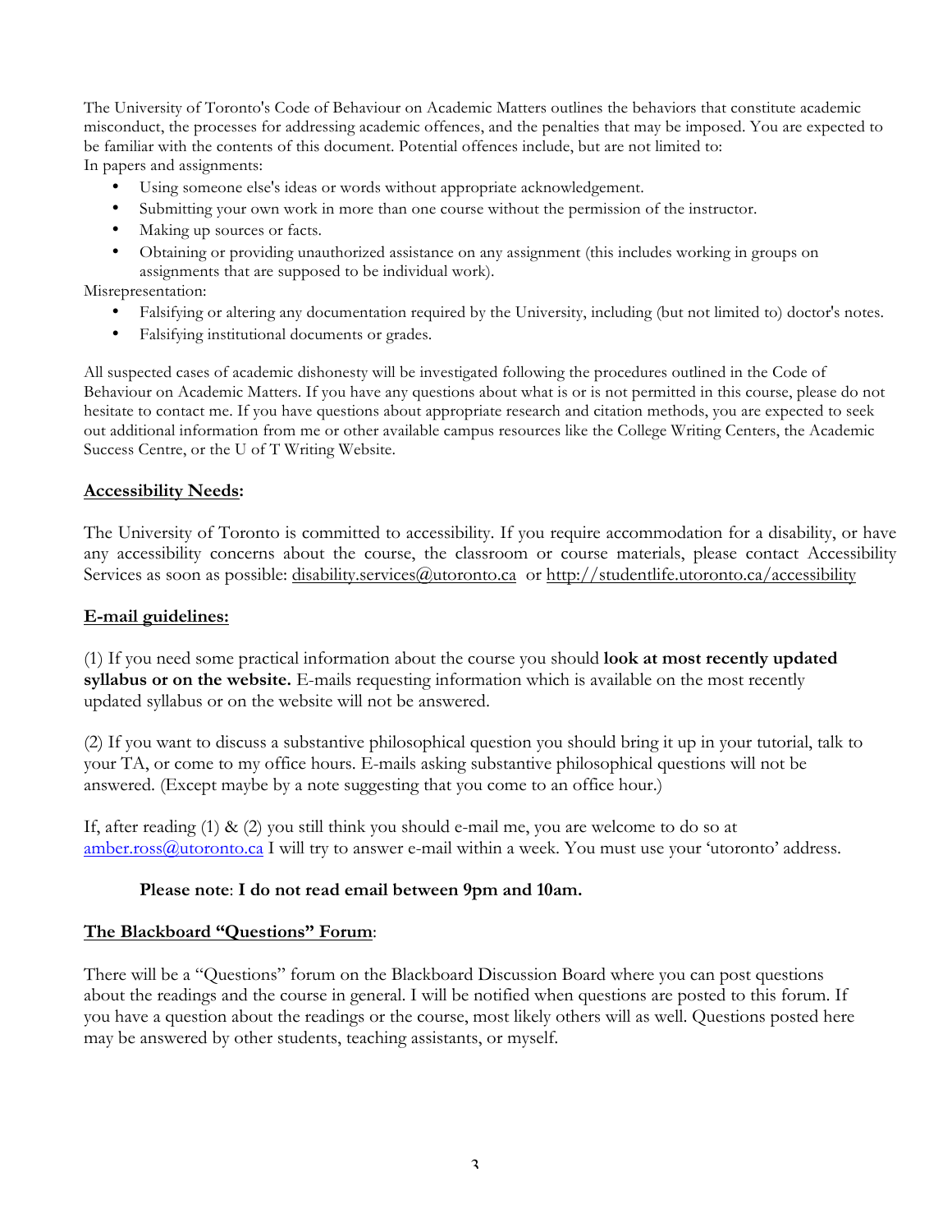The University of Toronto's Code of Behaviour on Academic Matters outlines the behaviors that constitute academic misconduct, the processes for addressing academic offences, and the penalties that may be imposed. You are expected to be familiar with the contents of this document. Potential offences include, but are not limited to:

In papers and assignments:

- Using someone else's ideas or words without appropriate acknowledgement.
- Submitting your own work in more than one course without the permission of the instructor.
- Making up sources or facts.
- Obtaining or providing unauthorized assistance on any assignment (this includes working in groups on assignments that are supposed to be individual work).

Misrepresentation:

- Falsifying or altering any documentation required by the University, including (but not limited to) doctor's notes.
- Falsifying institutional documents or grades.

All suspected cases of academic dishonesty will be investigated following the procedures outlined in the Code of Behaviour on Academic Matters. If you have any questions about what is or is not permitted in this course, please do not hesitate to contact me. If you have questions about appropriate research and citation methods, you are expected to seek out additional information from me or other available campus resources like the College Writing Centers, the Academic Success Centre, or the U of T Writing Website.

## Accessibility Needs:

The University of Toronto is committed to accessibility. If you require accommodation for a disability, or have any accessibility concerns about the course, the classroom or course materials, please contact Accessibility Services as soon as possible: disability.services@utoronto.ca or http://studentlife.utoronto.ca/accessibility

## E-mail guidelines:

(1) If you need some practical information about the course you should **look at most recently updated syllabus or on the website.** E-mails requesting information which is available on the most recently updated syllabus or on the website will not be answered.

(2) If you want to discuss a substantive philosophical question you should bring it up in your tutorial, talk to your TA, or come to my office hours. E-mails asking substantive philosophical questions will not be answered. (Except maybe by a note suggesting that you come to an office hour.)

If, after reading (1) & (2) you still think you should e-mail me, you are welcome to do so at amber.ross@utoronto.ca I will try to answer e-mail within a week. You must use your 'utoronto' address.

**Please note**: **I do not read email between 9pm and 10am.**

## The Blackboard "Questions" Forum:

There will be a "Questions" forum on the Blackboard Discussion Board where you can post questions about the readings and the course in general. I will be notified when questions are posted to this forum. If you have a question about the readings or the course, most likely others will as well. Questions posted here may be answered by other students, teaching assistants, or myself.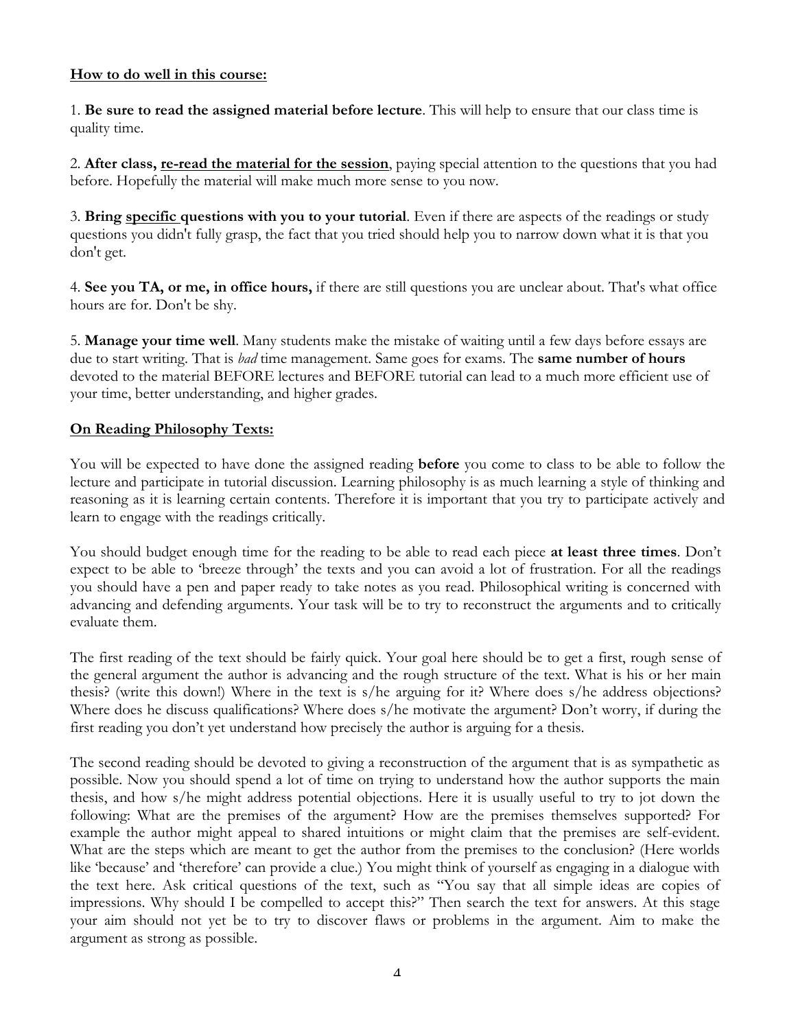**How to do well in this course:**

1. **Be sure to read the assigned material before lecture**. This will help to ensure that our class time is quality time.

2. **After class, re-read the material for the session**, paying special attention to the questions that you had before. Hopefully the material will make much more sense to you now.

3. **Bring specific questions with you to your tutorial**. Even if there are aspects of the readings or study questions you didn't fully grasp, the fact that you tried should help you to narrow down what it is that you don't get.

4. **See you TA, or me, in office hours,** if there are still questions you are unclear about. That's what office hours are for. Don't be shy.

5. **Manage your time well**. Many students make the mistake of waiting until a few days before essays are due to start writing. That is *bad* time management. Same goes for exams. The **same number of hours** devoted to the material BEFORE lectures and BEFORE tutorial can lead to a much more efficient use of your time, better understanding, and higher grades.

**On Reading Philosophy Texts:**

You will be expected to have done the assigned reading **before** you come to class to be able to follow the lecture and participate in tutorial discussion. Learning philosophy is as much learning a style of thinking and reasoning as it is learning certain contents. Therefore it is important that you try to participate actively and learn to engage with the readings critically.

You should budget enough time for the reading to be able to read each piece **at least three times**. Don't expect to be able to 'breeze through' the texts and you can avoid a lot of frustration. For all the readings you should have a pen and paper ready to take notes as you read. Philosophical writing is concerned with advancing and defending arguments. Your task will be to try to reconstruct the arguments and to critically evaluate them.

The first reading of the text should be fairly quick. Your goal here should be to get a first, rough sense of the general argument the author is advancing and the rough structure of the text. What is his or her main thesis? (write this down!) Where in the text is s/he arguing for it? Where does s/he address objections? Where does he discuss qualifications? Where does s/he motivate the argument? Don't worry, if during the first reading you don't yet understand how precisely the author is arguing for a thesis.

The second reading should be devoted to giving a reconstruction of the argument that is as sympathetic as possible. Now you should spend a lot of time on trying to understand how the author supports the main thesis, and how s/he might address potential objections. Here it is usually useful to try to jot down the following: What are the premises of the argument? How are the premises themselves supported? For example the author might appeal to shared intuitions or might claim that the premises are self-evident. What are the steps which are meant to get the author from the premises to the conclusion? (Here worlds like 'because' and 'therefore' can provide a clue.) You might think of yourself as engaging in a dialogue with the text here. Ask critical questions of the text, such as "You say that all simple ideas are copies of impressions. Why should I be compelled to accept this?" Then search the text for answers. At this stage your aim should not yet be to try to discover flaws or problems in the argument. Aim to make the argument as strong as possible.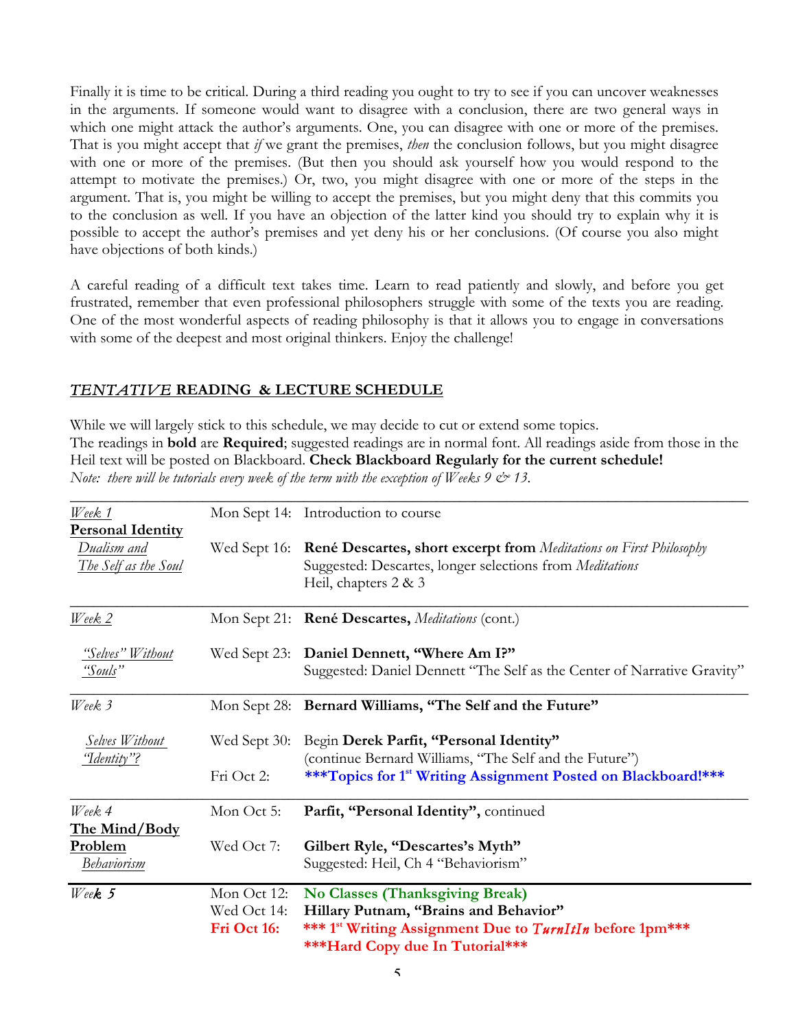Finally it is time to be critical. During a third reading you ought to try to see if you can uncover weaknesses in the arguments. If someone would want to disagree with a conclusion, there are two general ways in which one might attack the author's arguments. One, you can disagree with one or more of the premises. That is you might accept that *if* we grant the premises, *then* the conclusion follows, but you might disagree with one or more of the premises. (But then you should ask yourself how you would respond to the attempt to motivate the premises.) Or, two, you might disagree with one or more of the steps in the argument. That is, you might be willing to accept the premises, but you might deny that this commits you to the conclusion as well. If you have an objection of the latter kind you should try to explain why it is possible to accept the author's premises and yet deny his or her conclusions. (Of course you also might have objections of both kinds.)

A careful reading of a difficult text takes time. Learn to read patiently and slowly, and before you get frustrated, remember that even professional philosophers struggle with some of the texts you are reading. One of the most wonderful aspects of reading philosophy is that it allows you to engage in conversations with some of the deepest and most original thinkers. Enjoy the challenge!

## *TENTATIVE* READING & LECTURE SCHEDULE

While we will largely stick to this schedule, we may decide to cut or extend some topics.
The readings in **bold** are **Required**; suggested readings are in normal font. All readings aside from those in the Heil text will be posted on Blackboard. **Check Blackboard Regularly for the current schedule!**
*Note: there will be tutorials every week of the term with the exception of Weeks 9 & 13.*

| | | |
|---|---|---|
| *Week 1*<br>**Personal Identity**<br>*Dualism and The Self as the Soul* | Mon Sept 14:<br><br>Wed Sept 16: | Introduction to course<br><br>**René Descartes, short excerpt from** *Meditations on First Philosophy*<br>Suggested: Descartes, longer selections from *Meditations*<br>Heil, chapters 2 & 3 |
| *Week 2*<br>*"Selves" Without "Souls"* | Mon Sept 21:<br>Wed Sept 23: | **René Descartes,** *Meditations* (cont.)<br>**Daniel Dennett, "Where Am I?"**<br>Suggested: Daniel Dennett "The Self as the Center of Narrative Gravity" |
| *Week 3*<br>*Selves Without "Identity"?* | Mon Sept 28:<br>Wed Sept 30:<br><br>Fri Oct 2: | **Bernard Williams, "The Self and the Future"**<br>Begin **Derek Parfit, "Personal Identity"**<br>(continue Bernard Williams, "The Self and the Future")<br>**\*\*\*Topics for 1st Writing Assignment Posted on Blackboard!\*\*\*** |
| *Week 4*<br>**The Mind/Body Problem**<br>*Behaviorism* | Mon Oct 5:<br>Wed Oct 7: | **Parfit, "Personal Identity",** continued<br>**Gilbert Ryle, "Descartes's Myth"**<br>Suggested: Heil, Ch 4 "Behaviorism" |
| *Week 5* | Mon Oct 12:<br>Wed Oct 14:<br>**Fri Oct 16:** | **No Classes (Thanksgiving Break)**<br>**Hillary Putnam, "Brains and Behavior"**<br>**\*\*\* 1st Writing Assignment Due to *TurnItIn* before 1pm\*\*\***<br>**\*\*\*Hard Copy due In Tutorial\*\*\*** |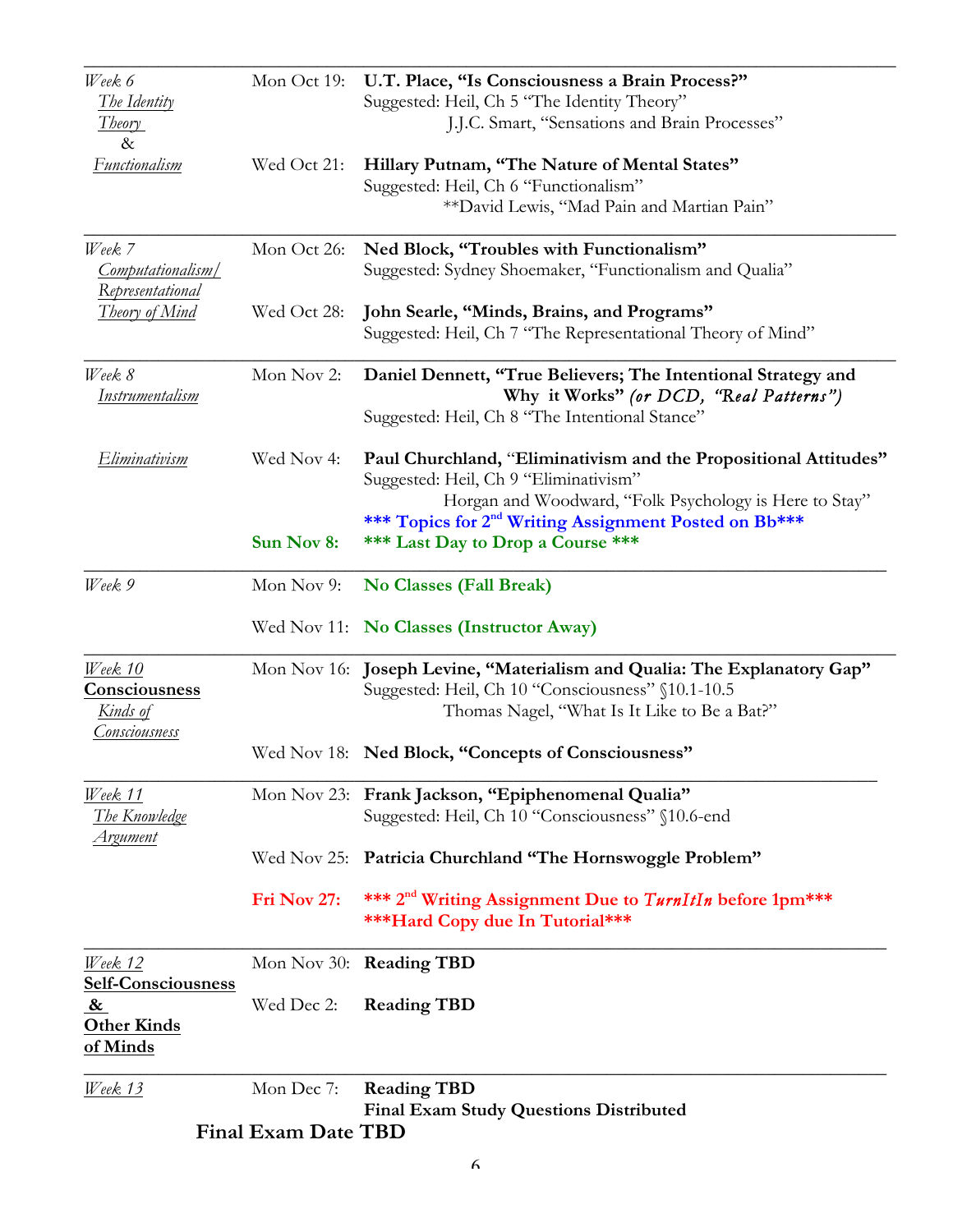| Week / Topic | Date | Reading |
| --- | --- | --- |
| *Week 6* <br> *The Identity Theory* <br> & <br> *Functionalism* | Mon Oct 19: | **U.T. Place, "Is Consciousness a Brain Process?"** <br> Suggested: Heil, Ch 5 "The Identity Theory" <br> J.J.C. Smart, "Sensations and Brain Processes" |
| | Wed Oct 21: | **Hillary Putnam, "The Nature of Mental States"** <br> Suggested: Heil, Ch 6 "Functionalism" <br> **David Lewis, "Mad Pain and Martian Pain" |
| *Week 7* <br> *Computationalism/ Representational Theory of Mind* | Mon Oct 26: | **Ned Block, "Troubles with Functionalism"** <br> Suggested: Sydney Shoemaker, "Functionalism and Qualia" |
| | Wed Oct 28: | **John Searle, "Minds, Brains, and Programs"** <br> Suggested: Heil, Ch 7 "The Representational Theory of Mind" |
| *Week 8* <br> *Instrumentalism* | Mon Nov 2: | **Daniel Dennett, "True Believers; The Intentional Strategy and Why it Works"** ***(or DCD, "Real Patterns")*** <br> Suggested: Heil, Ch 8 "The Intentional Stance" |
| *Eliminativism* | Wed Nov 4: | **Paul Churchland, "Eliminativism and the Propositional Attitudes"** <br> Suggested: Heil, Ch 9 "Eliminativism" <br> Horgan and Woodward, "Folk Psychology is Here to Stay" <br> **\*\*\* Topics for 2nd Writing Assignment Posted on Bb\*\*\*** |
| | **Sun Nov 8:** | **\*\*\* Last Day to Drop a Course \*\*\*** |
| *Week 9* | Mon Nov 9: | **No Classes (Fall Break)** |
| | Wed Nov 11: | **No Classes (Instructor Away)** |
| *Week 10* <br> **Consciousness** <br> *Kinds of Consciousness* | Mon Nov 16: | **Joseph Levine, "Materialism and Qualia: The Explanatory Gap"** <br> Suggested: Heil, Ch 10 "Consciousness" §10.1-10.5 <br> Thomas Nagel, "What Is It Like to Be a Bat?" |
| | Wed Nov 18: | **Ned Block, "Concepts of Consciousness"** |
| *Week 11* <br> *The Knowledge Argument* | Mon Nov 23: | **Frank Jackson, "Epiphenomenal Qualia"** <br> Suggested: Heil, Ch 10 "Consciousness" §10.6-end |
| | Wed Nov 25: | **Patricia Churchland "The Hornswoggle Problem"** |
| | **Fri Nov 27:** | **\*\*\* 2nd Writing Assignment Due to *TurnItIn* before 1pm\*\*\*** <br> **\*\*\*Hard Copy due In Tutorial\*\*\*** |
| *Week 12* <br> **Self-Consciousness & Other Kinds of Minds** | Mon Nov 30: | **Reading TBD** |
| | Wed Dec 2: | **Reading TBD** |
| *Week 13* | Mon Dec 7: | **Reading TBD** <br> **Final Exam Study Questions Distributed** |

**Final Exam Date TBD**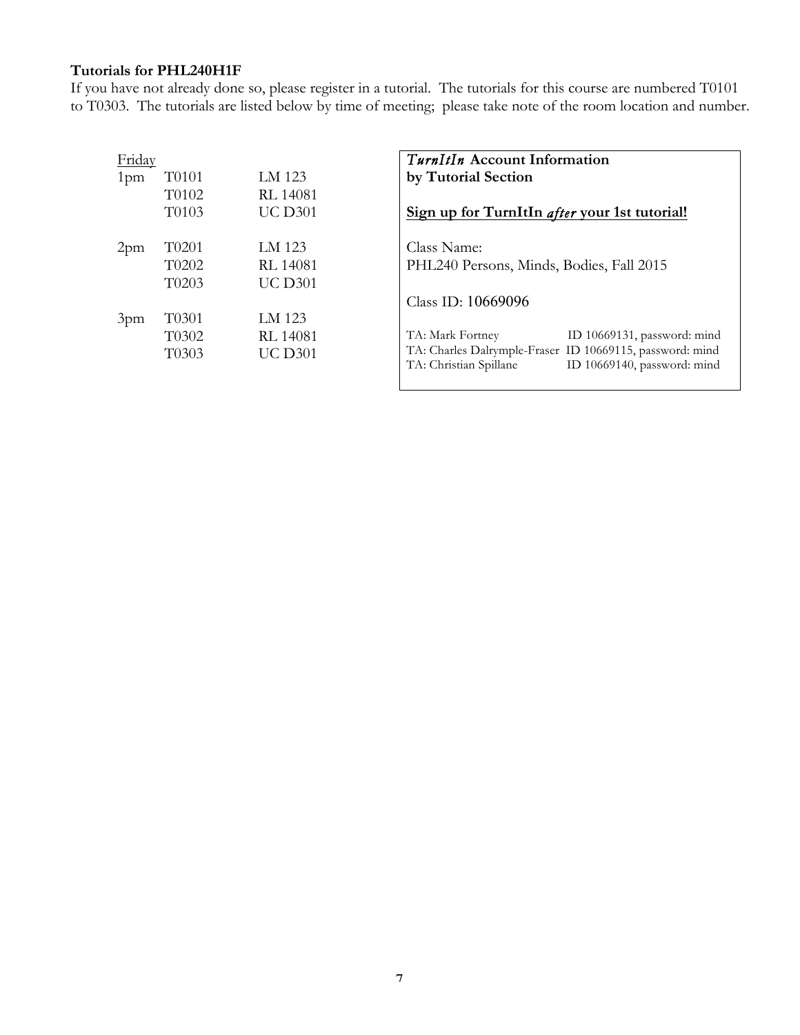**Tutorials for PHL240H1F**

If you have not already done so, please register in a tutorial. The tutorials for this course are numbered T0101 to T0303. The tutorials are listed below by time of meeting; please take note of the room location and number.

| Friday | | |
|---|---|---|
| 1pm | T0101 | LM 123 |
| | T0102 | RL 14081 |
| | T0103 | UC D301 |
| 2pm | T0201 | LM 123 |
| | T0202 | RL 14081 |
| | T0203 | UC D301 |
| 3pm | T0301 | LM 123 |
| | T0302 | RL 14081 |
| | T0303 | UC D301 |

***TurnItIn* Account Information by Tutorial Section**

**Sign up for TurnItIn *after* your 1st tutorial!**

Class Name:
PHL240 Persons, Minds, Bodies, Fall 2015

Class ID: 10669096

| | |
|---|---|
| TA: Mark Fortney | ID 10669131, password: mind |
| TA: Charles Dalrymple-Fraser | ID 10669115, password: mind |
| TA: Christian Spillane | ID 10669140, password: mind |